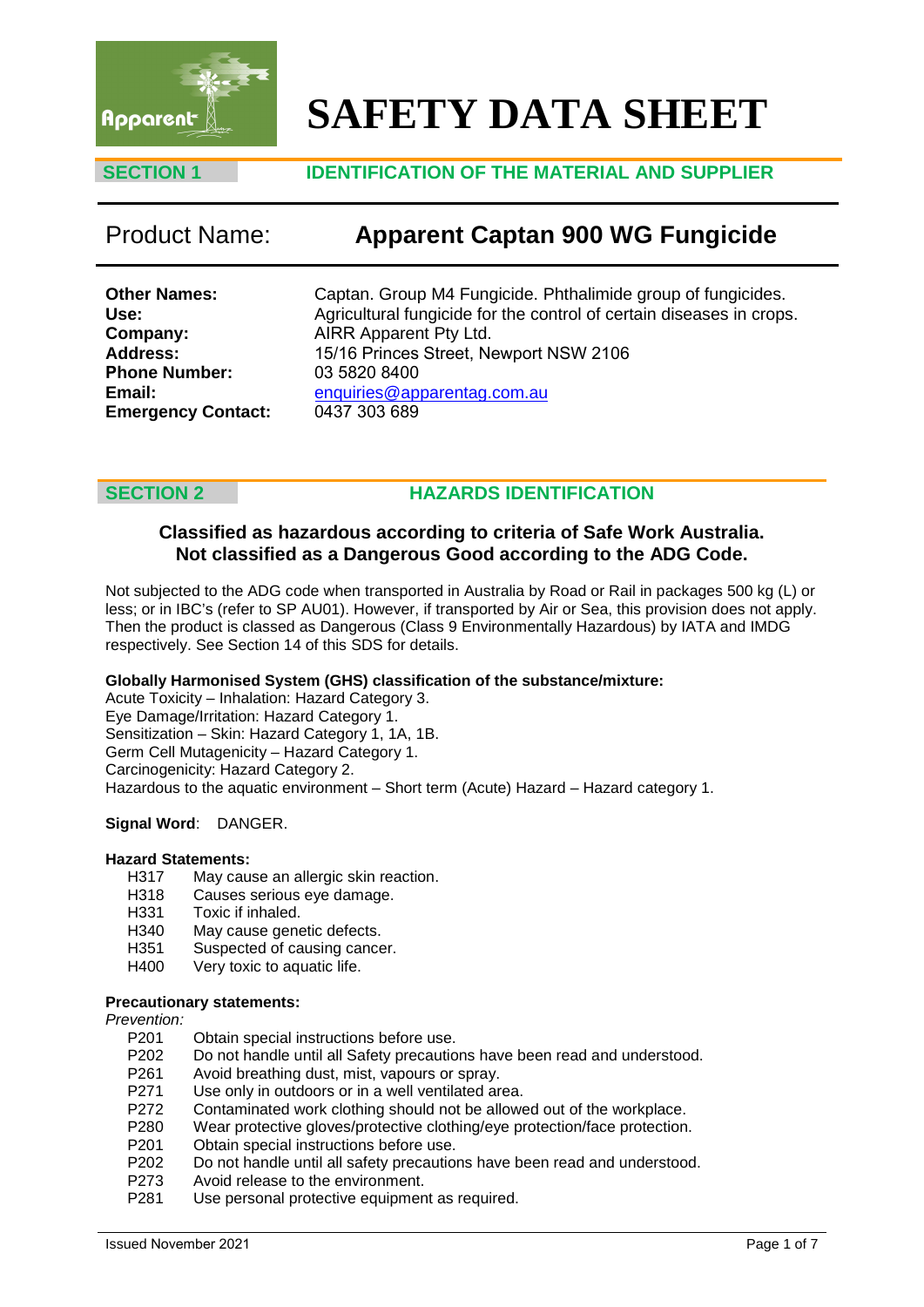# SAFETY DATA SHEET

## SECTION 1 IDENTIFICATION OF THE MATERIAL AND SUPPLIER

**Product Name: Apparent Captan 900 WG Fungicide**

**Other Names:** Captan. Group M4 Fungicide. Phthalimide group of fungicides.
**Use:** Agricultural fungicide for the control of certain diseases in crops.
**Company:** AIRR Apparent Pty Ltd.
**Address:** 15/16 Princes Street, Newport NSW 2106
**Phone Number:** 03 5820 8400
**Email:** enquiries@apparentag.com.au
**Emergency Contact:** 0437 303 689

## SECTION 2 HAZARDS IDENTIFICATION

**Classified as hazardous according to criteria of Safe Work Australia.**
**Not classified as a Dangerous Good according to the ADG Code.**

Not subjected to the ADG code when transported in Australia by Road or Rail in packages 500 kg (L) or less; or in IBC's (refer to SP AU01). However, if transported by Air or Sea, this provision does not apply. Then the product is classed as Dangerous (Class 9 Environmentally Hazardous) by IATA and IMDG respectively. See Section 14 of this SDS for details.

**Globally Harmonised System (GHS) classification of the substance/mixture:**

Acute Toxicity – Inhalation: Hazard Category 3.
Eye Damage/Irritation: Hazard Category 1.
Sensitization – Skin: Hazard Category 1, 1A, 1B.
Germ Cell Mutagenicity – Hazard Category 1.
Carcinogenicity: Hazard Category 2.
Hazardous to the aquatic environment – Short term (Acute) Hazard – Hazard category 1.

**Signal Word**: DANGER.

**Hazard Statements:**

- H317 May cause an allergic skin reaction.
- H318 Causes serious eye damage.
- H331 Toxic if inhaled.
- H340 May cause genetic defects.
- H351 Suspected of causing cancer.
- H400 Very toxic to aquatic life.

**Precautionary statements:**

*Prevention:*

- P201 Obtain special instructions before use.
- P202 Do not handle until all Safety precautions have been read and understood.
- P261 Avoid breathing dust, mist, vapours or spray.
- P271 Use only in outdoors or in a well ventilated area.
- P272 Contaminated work clothing should not be allowed out of the workplace.
- P280 Wear protective gloves/protective clothing/eye protection/face protection.
- P201 Obtain special instructions before use.
- P202 Do not handle until all safety precautions have been read and understood.
- P273 Avoid release to the environment.
- P281 Use personal protective equipment as required.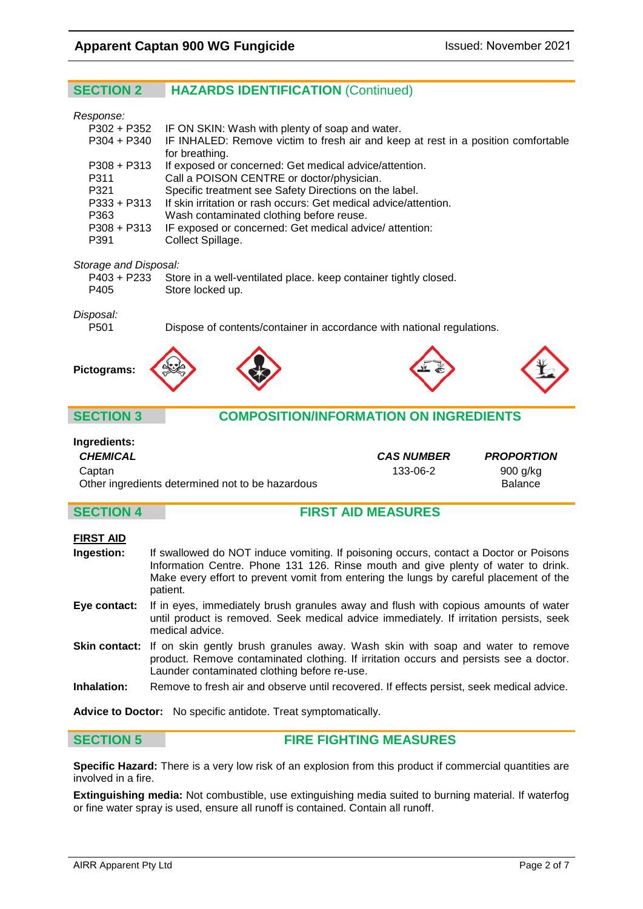## SECTION 2 HAZARDS IDENTIFICATION (Continued)

*Response:*

| | |
|---|---|
| P302 + P352 | IF ON SKIN: Wash with plenty of soap and water. |
| P304 + P340 | IF INHALED: Remove victim to fresh air and keep at rest in a position comfortable for breathing. |
| P308 + P313 | If exposed or concerned: Get medical advice/attention. |
| P311 | Call a POISON CENTRE or doctor/physician. |
| P321 | Specific treatment see Safety Directions on the label. |
| P333 + P313 | If skin irritation or rash occurs: Get medical advice/attention. |
| P363 | Wash contaminated clothing before reuse. |
| P308 + P313 | IF exposed or concerned: Get medical advice/ attention: |
| P391 | Collect Spillage. |

*Storage and Disposal:*

| | |
|---|---|
| P403 + P233 | Store in a well-ventilated place. keep container tightly closed. |
| P405 | Store locked up. |

*Disposal:*

| | |
|---|---|
| P501 | Dispose of contents/container in accordance with national regulations. |

**Pictograms:**

## SECTION 3 COMPOSITION/INFORMATION ON INGREDIENTS

**Ingredients:**

| *CHEMICAL* | *CAS NUMBER* | *PROPORTION* |
|---|---|---|
| Captan | 133-06-2 | 900 g/kg |
| Other ingredients determined not to be hazardous | | Balance |

## SECTION 4 FIRST AID MEASURES

**FIRST AID**

**Ingestion:** If swallowed do NOT induce vomiting. If poisoning occurs, contact a Doctor or Poisons Information Centre. Phone 131 126. Rinse mouth and give plenty of water to drink. Make every effort to prevent vomit from entering the lungs by careful placement of the patient.

**Eye contact:** If in eyes, immediately brush granules away and flush with copious amounts of water until product is removed. Seek medical advice immediately. If irritation persists, seek medical advice.

**Skin contact:** If on skin gently brush granules away. Wash skin with soap and water to remove product. Remove contaminated clothing. If irritation occurs and persists see a doctor. Launder contaminated clothing before re-use.

**Inhalation:** Remove to fresh air and observe until recovered. If effects persist, seek medical advice.

**Advice to Doctor:** No specific antidote. Treat symptomatically.

## SECTION 5 FIRE FIGHTING MEASURES

**Specific Hazard:** There is a very low risk of an explosion from this product if commercial quantities are involved in a fire.

**Extinguishing media:** Not combustible, use extinguishing media suited to burning material. If waterfog or fine water spray is used, ensure all runoff is contained. Contain all runoff.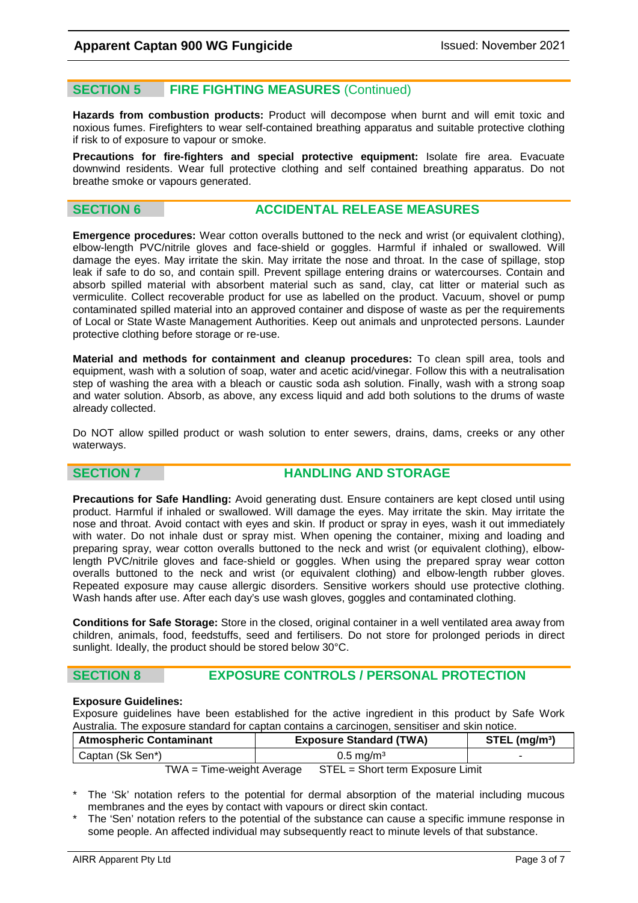## SECTION 5 FIRE FIGHTING MEASURES (Continued)

**Hazards from combustion products:** Product will decompose when burnt and will emit toxic and noxious fumes. Firefighters to wear self-contained breathing apparatus and suitable protective clothing if risk to of exposure to vapour or smoke.

**Precautions for fire-fighters and special protective equipment:** Isolate fire area. Evacuate downwind residents. Wear full protective clothing and self contained breathing apparatus. Do not breathe smoke or vapours generated.

## SECTION 6 ACCIDENTAL RELEASE MEASURES

**Emergence procedures:** Wear cotton overalls buttoned to the neck and wrist (or equivalent clothing), elbow-length PVC/nitrile gloves and face-shield or goggles. Harmful if inhaled or swallowed. Will damage the eyes. May irritate the skin. May irritate the nose and throat. In the case of spillage, stop leak if safe to do so, and contain spill. Prevent spillage entering drains or watercourses. Contain and absorb spilled material with absorbent material such as sand, clay, cat litter or material such as vermiculite. Collect recoverable product for use as labelled on the product. Vacuum, shovel or pump contaminated spilled material into an approved container and dispose of waste as per the requirements of Local or State Waste Management Authorities. Keep out animals and unprotected persons. Launder protective clothing before storage or re-use.

**Material and methods for containment and cleanup procedures:** To clean spill area, tools and equipment, wash with a solution of soap, water and acetic acid/vinegar. Follow this with a neutralisation step of washing the area with a bleach or caustic soda ash solution. Finally, wash with a strong soap and water solution. Absorb, as above, any excess liquid and add both solutions to the drums of waste already collected.

Do NOT allow spilled product or wash solution to enter sewers, drains, dams, creeks or any other waterways.

## SECTION 7 HANDLING AND STORAGE

**Precautions for Safe Handling:** Avoid generating dust. Ensure containers are kept closed until using product. Harmful if inhaled or swallowed. Will damage the eyes. May irritate the skin. May irritate the nose and throat. Avoid contact with eyes and skin. If product or spray in eyes, wash it out immediately with water. Do not inhale dust or spray mist. When opening the container, mixing and loading and preparing spray, wear cotton overalls buttoned to the neck and wrist (or equivalent clothing), elbow-length PVC/nitrile gloves and face-shield or goggles. When using the prepared spray wear cotton overalls buttoned to the neck and wrist (or equivalent clothing) and elbow-length rubber gloves. Repeated exposure may cause allergic disorders. Sensitive workers should use protective clothing. Wash hands after use. After each day's use wash gloves, goggles and contaminated clothing.

**Conditions for Safe Storage:** Store in the closed, original container in a well ventilated area away from children, animals, food, feedstuffs, seed and fertilisers. Do not store for prolonged periods in direct sunlight. Ideally, the product should be stored below 30°C.

## SECTION 8 EXPOSURE CONTROLS / PERSONAL PROTECTION

**Exposure Guidelines:**

Exposure guidelines have been established for the active ingredient in this product by Safe Work Australia. The exposure standard for captan contains a carcinogen, sensitiser and skin notice.

| Atmospheric Contaminant | Exposure Standard (TWA) | STEL (mg/m³) |
|---|---|---|
| Captan (Sk Sen*) | 0.5 mg/m³ | - |

TWA = Time-weight Average STEL = Short term Exposure Limit

- \* The 'Sk' notation refers to the potential for dermal absorption of the material including mucous membranes and the eyes by contact with vapours or direct skin contact.
- \* The 'Sen' notation refers to the potential of the substance can cause a specific immune response in some people. An affected individual may subsequently react to minute levels of that substance.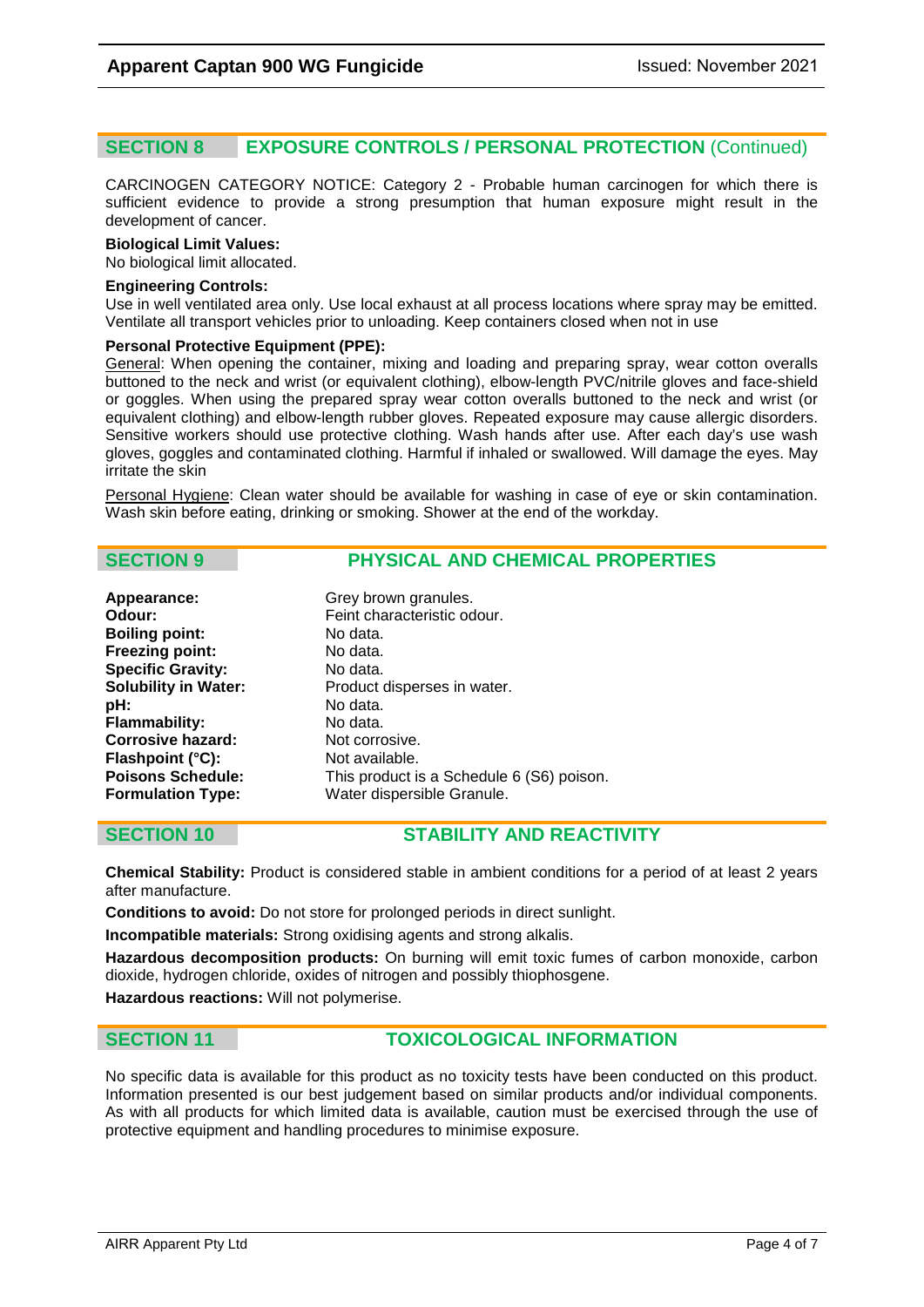## SECTION 8 EXPOSURE CONTROLS / PERSONAL PROTECTION (Continued)

CARCINOGEN CATEGORY NOTICE: Category 2 - Probable human carcinogen for which there is sufficient evidence to provide a strong presumption that human exposure might result in the development of cancer.

**Biological Limit Values:**
No biological limit allocated.

**Engineering Controls:**
Use in well ventilated area only. Use local exhaust at all process locations where spray may be emitted. Ventilate all transport vehicles prior to unloading. Keep containers closed when not in use

**Personal Protective Equipment (PPE):**
General: When opening the container, mixing and loading and preparing spray, wear cotton overalls buttoned to the neck and wrist (or equivalent clothing), elbow-length PVC/nitrile gloves and face-shield or goggles. When using the prepared spray wear cotton overalls buttoned to the neck and wrist (or equivalent clothing) and elbow-length rubber gloves. Repeated exposure may cause allergic disorders. Sensitive workers should use protective clothing. Wash hands after use. After each day's use wash gloves, goggles and contaminated clothing. Harmful if inhaled or swallowed. Will damage the eyes. May irritate the skin

Personal Hygiene: Clean water should be available for washing in case of eye or skin contamination. Wash skin before eating, drinking or smoking. Shower at the end of the workday.

## SECTION 9 PHYSICAL AND CHEMICAL PROPERTIES

| | |
|---|---|
| **Appearance:** | Grey brown granules. |
| **Odour:** | Feint characteristic odour. |
| **Boiling point:** | No data. |
| **Freezing point:** | No data. |
| **Specific Gravity:** | No data. |
| **Solubility in Water:** | Product disperses in water. |
| **pH:** | No data. |
| **Flammability:** | No data. |
| **Corrosive hazard:** | Not corrosive. |
| **Flashpoint (°C):** | Not available. |
| **Poisons Schedule:** | This product is a Schedule 6 (S6) poison. |
| **Formulation Type:** | Water dispersible Granule. |

## SECTION 10 STABILITY AND REACTIVITY

**Chemical Stability:** Product is considered stable in ambient conditions for a period of at least 2 years after manufacture.

**Conditions to avoid:** Do not store for prolonged periods in direct sunlight.

**Incompatible materials:** Strong oxidising agents and strong alkalis.

**Hazardous decomposition products:** On burning will emit toxic fumes of carbon monoxide, carbon dioxide, hydrogen chloride, oxides of nitrogen and possibly thiophosgene.

**Hazardous reactions:** Will not polymerise.

## SECTION 11 TOXICOLOGICAL INFORMATION

No specific data is available for this product as no toxicity tests have been conducted on this product. Information presented is our best judgement based on similar products and/or individual components. As with all products for which limited data is available, caution must be exercised through the use of protective equipment and handling procedures to minimise exposure.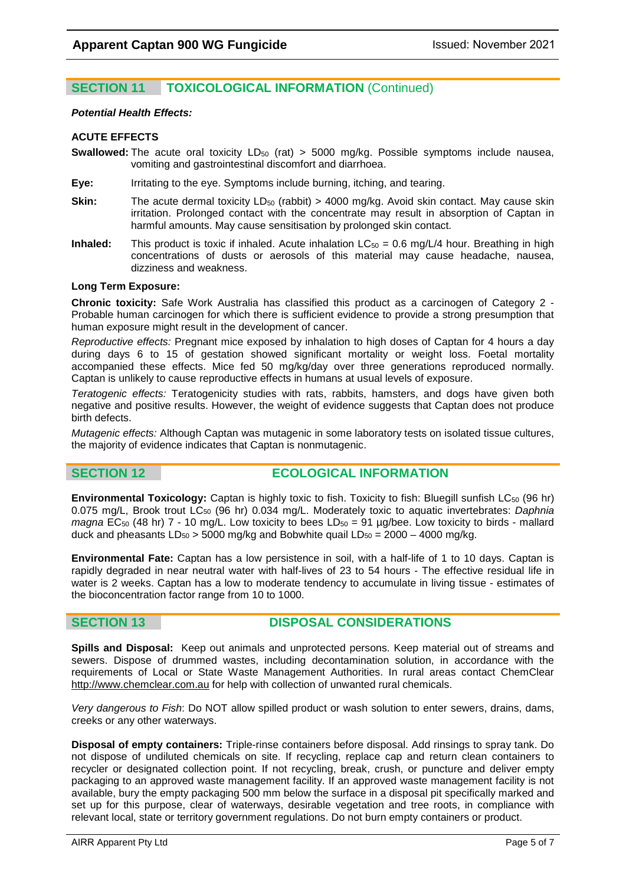## SECTION 11 TOXICOLOGICAL INFORMATION (Continued)

***Potential Health Effects:***

**ACUTE EFFECTS**

**Swallowed:** The acute oral toxicity $LD_{50}$ (rat) > 5000 mg/kg. Possible symptoms include nausea, vomiting and gastrointestinal discomfort and diarrhoea.

**Eye:** Irritating to the eye. Symptoms include burning, itching, and tearing.

**Skin:** The acute dermal toxicity $LD_{50}$ (rabbit) > 4000 mg/kg. Avoid skin contact. May cause skin irritation. Prolonged contact with the concentrate may result in absorption of Captan in harmful amounts. May cause sensitisation by prolonged skin contact.

**Inhaled:** This product is toxic if inhaled. Acute inhalation $LC_{50}$ = 0.6 mg/L/4 hour. Breathing in high concentrations of dusts or aerosols of this material may cause headache, nausea, dizziness and weakness.

**Long Term Exposure:**

**Chronic toxicity:** Safe Work Australia has classified this product as a carcinogen of Category 2 - Probable human carcinogen for which there is sufficient evidence to provide a strong presumption that human exposure might result in the development of cancer.

*Reproductive effects:* Pregnant mice exposed by inhalation to high doses of Captan for 4 hours a day during days 6 to 15 of gestation showed significant mortality or weight loss. Foetal mortality accompanied these effects. Mice fed 50 mg/kg/day over three generations reproduced normally. Captan is unlikely to cause reproductive effects in humans at usual levels of exposure.

*Teratogenic effects:* Teratogenicity studies with rats, rabbits, hamsters, and dogs have given both negative and positive results. However, the weight of evidence suggests that Captan does not produce birth defects.

*Mutagenic effects:* Although Captan was mutagenic in some laboratory tests on isolated tissue cultures, the majority of evidence indicates that Captan is nonmutagenic.

## SECTION 12 ECOLOGICAL INFORMATION

**Environmental Toxicology:** Captan is highly toxic to fish. Toxicity to fish: Bluegill sunfish $LC_{50}$ (96 hr) 0.075 mg/L, Brook trout $LC_{50}$ (96 hr) 0.034 mg/L. Moderately toxic to aquatic invertebrates: *Daphnia magna* $EC_{50}$ (48 hr) 7 - 10 mg/L. Low toxicity to bees $LD_{50}$ = 91 µg/bee. Low toxicity to birds - mallard duck and pheasants $LD_{50}$ > 5000 mg/kg and Bobwhite quail $LD_{50}$ = 2000 – 4000 mg/kg.

**Environmental Fate:** Captan has a low persistence in soil, with a half-life of 1 to 10 days. Captan is rapidly degraded in near neutral water with half-lives of 23 to 54 hours - The effective residual life in water is 2 weeks. Captan has a low to moderate tendency to accumulate in living tissue - estimates of the bioconcentration factor range from 10 to 1000.

## SECTION 13 DISPOSAL CONSIDERATIONS

**Spills and Disposal:** Keep out animals and unprotected persons. Keep material out of streams and sewers. Dispose of drummed wastes, including decontamination solution, in accordance with the requirements of Local or State Waste Management Authorities. In rural areas contact ChemClear http://www.chemclear.com.au for help with collection of unwanted rural chemicals.

*Very dangerous to Fish*: Do NOT allow spilled product or wash solution to enter sewers, drains, dams, creeks or any other waterways.

**Disposal of empty containers:** Triple-rinse containers before disposal. Add rinsings to spray tank. Do not dispose of undiluted chemicals on site. If recycling, replace cap and return clean containers to recycler or designated collection point. If not recycling, break, crush, or puncture and deliver empty packaging to an approved waste management facility. If an approved waste management facility is not available, bury the empty packaging 500 mm below the surface in a disposal pit specifically marked and set up for this purpose, clear of waterways, desirable vegetation and tree roots, in compliance with relevant local, state or territory government regulations. Do not burn empty containers or product.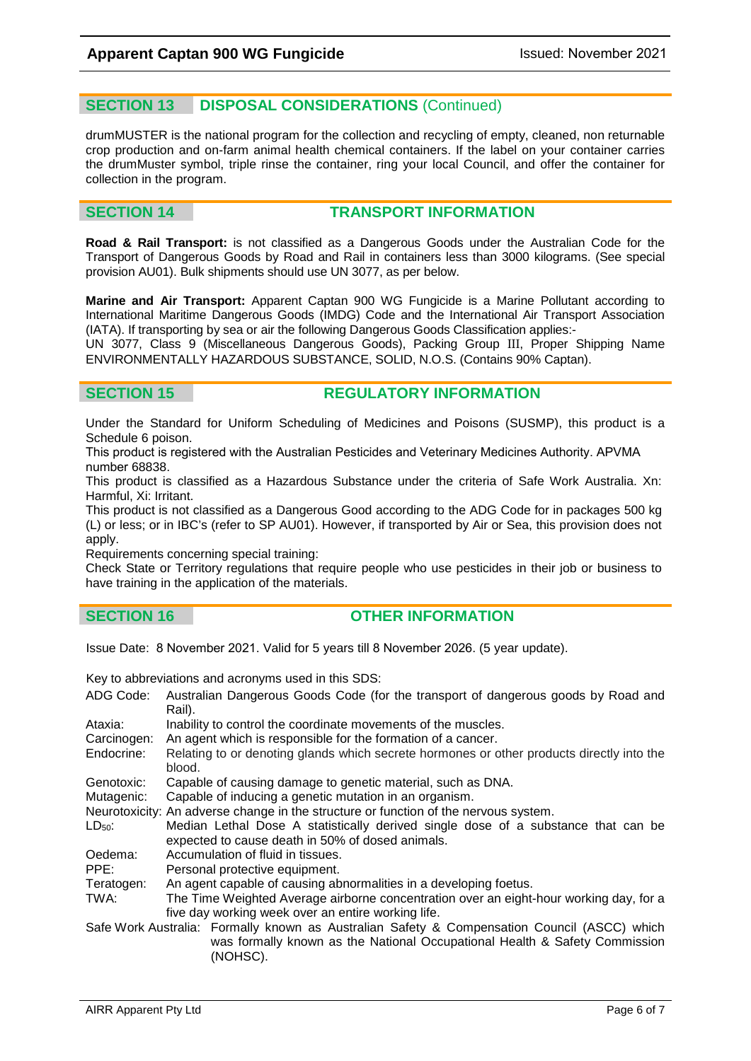## SECTION 13 DISPOSAL CONSIDERATIONS (Continued)

drumMUSTER is the national program for the collection and recycling of empty, cleaned, non returnable crop production and on-farm animal health chemical containers. If the label on your container carries the drumMuster symbol, triple rinse the container, ring your local Council, and offer the container for collection in the program.

## SECTION 14 TRANSPORT INFORMATION

**Road & Rail Transport:** is not classified as a Dangerous Goods under the Australian Code for the Transport of Dangerous Goods by Road and Rail in containers less than 3000 kilograms. (See special provision AU01). Bulk shipments should use UN 3077, as per below.

**Marine and Air Transport:** Apparent Captan 900 WG Fungicide is a Marine Pollutant according to International Maritime Dangerous Goods (IMDG) Code and the International Air Transport Association (IATA). If transporting by sea or air the following Dangerous Goods Classification applies:-
UN 3077, Class 9 (Miscellaneous Dangerous Goods), Packing Group III, Proper Shipping Name ENVIRONMENTALLY HAZARDOUS SUBSTANCE, SOLID, N.O.S. (Contains 90% Captan).

## SECTION 15 REGULATORY INFORMATION

Under the Standard for Uniform Scheduling of Medicines and Poisons (SUSMP), this product is a Schedule 6 poison.
This product is registered with the Australian Pesticides and Veterinary Medicines Authority. APVMA number 68838.
This product is classified as a Hazardous Substance under the criteria of Safe Work Australia. Xn: Harmful, Xi: Irritant.
This product is not classified as a Dangerous Good according to the ADG Code for in packages 500 kg (L) or less; or in IBC's (refer to SP AU01). However, if transported by Air or Sea, this provision does not apply.
Requirements concerning special training:
Check State or Territory regulations that require people who use pesticides in their job or business to have training in the application of the materials.

## SECTION 16 OTHER INFORMATION

Issue Date: 8 November 2021. Valid for 5 years till 8 November 2026. (5 year update).

Key to abbreviations and acronyms used in this SDS:

- ADG Code: Australian Dangerous Goods Code (for the transport of dangerous goods by Road and Rail).
- Ataxia: Inability to control the coordinate movements of the muscles.
- Carcinogen: An agent which is responsible for the formation of a cancer.
- Endocrine: Relating to or denoting glands which secrete hormones or other products directly into the blood.
- Genotoxic: Capable of causing damage to genetic material, such as DNA.
- Mutagenic: Capable of inducing a genetic mutation in an organism.
- Neurotoxicity: An adverse change in the structure or function of the nervous system.
- $LD_{50}$: Median Lethal Dose A statistically derived single dose of a substance that can be expected to cause death in 50% of dosed animals.
- Oedema: Accumulation of fluid in tissues.
- PPE: Personal protective equipment.
- Teratogen: An agent capable of causing abnormalities in a developing foetus.
- TWA: The Time Weighted Average airborne concentration over an eight-hour working day, for a five day working week over an entire working life.
- Safe Work Australia: Formally known as Australian Safety & Compensation Council (ASCC) which was formally known as the National Occupational Health & Safety Commission (NOHSC).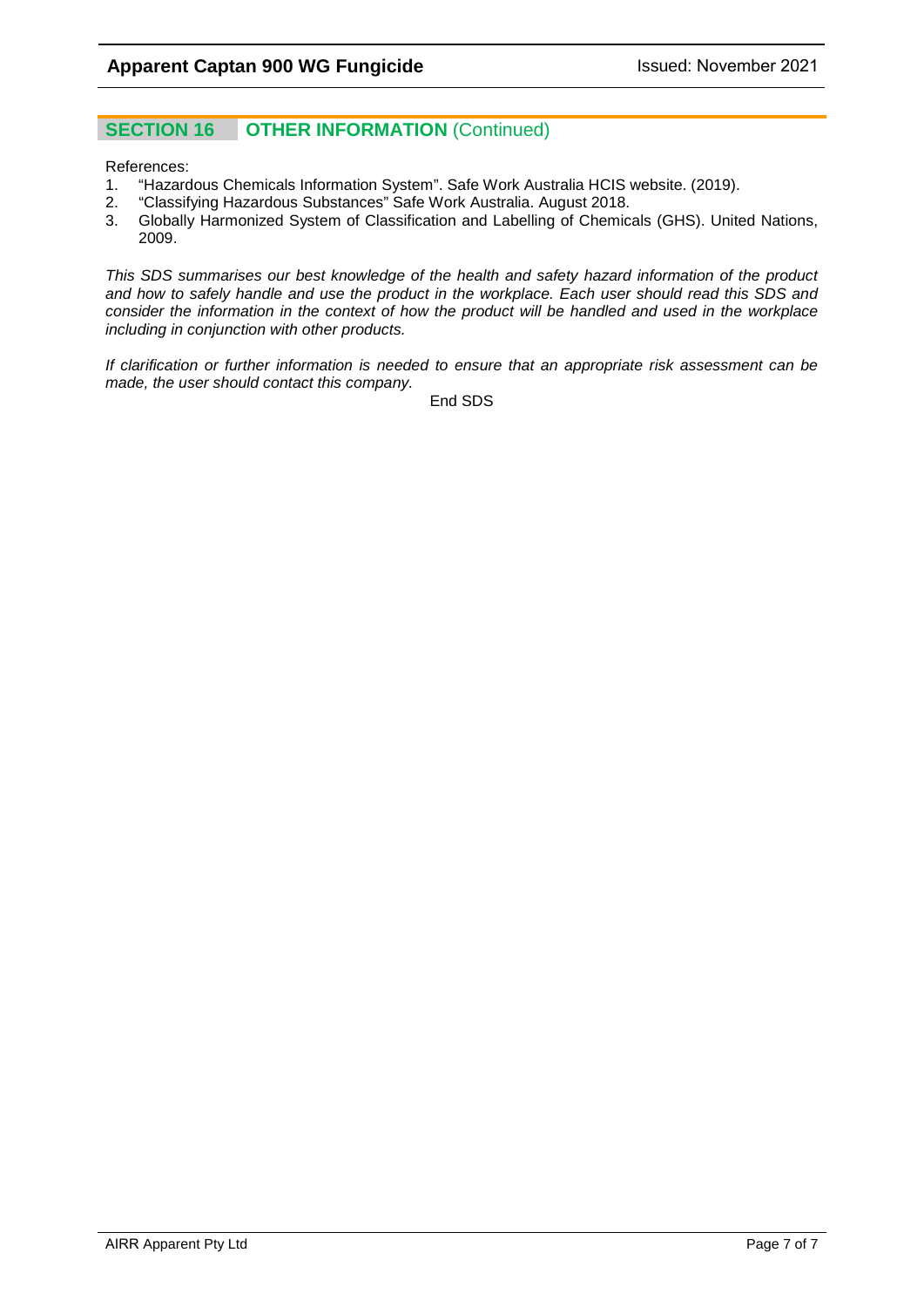## SECTION 16 OTHER INFORMATION (Continued)

References:

1. "Hazardous Chemicals Information System". Safe Work Australia HCIS website. (2019).
2. "Classifying Hazardous Substances" Safe Work Australia. August 2018.
3. Globally Harmonized System of Classification and Labelling of Chemicals (GHS). United Nations, 2009.

*This SDS summarises our best knowledge of the health and safety hazard information of the product and how to safely handle and use the product in the workplace. Each user should read this SDS and consider the information in the context of how the product will be handled and used in the workplace including in conjunction with other products.*

*If clarification or further information is needed to ensure that an appropriate risk assessment can be made, the user should contact this company.*

End SDS